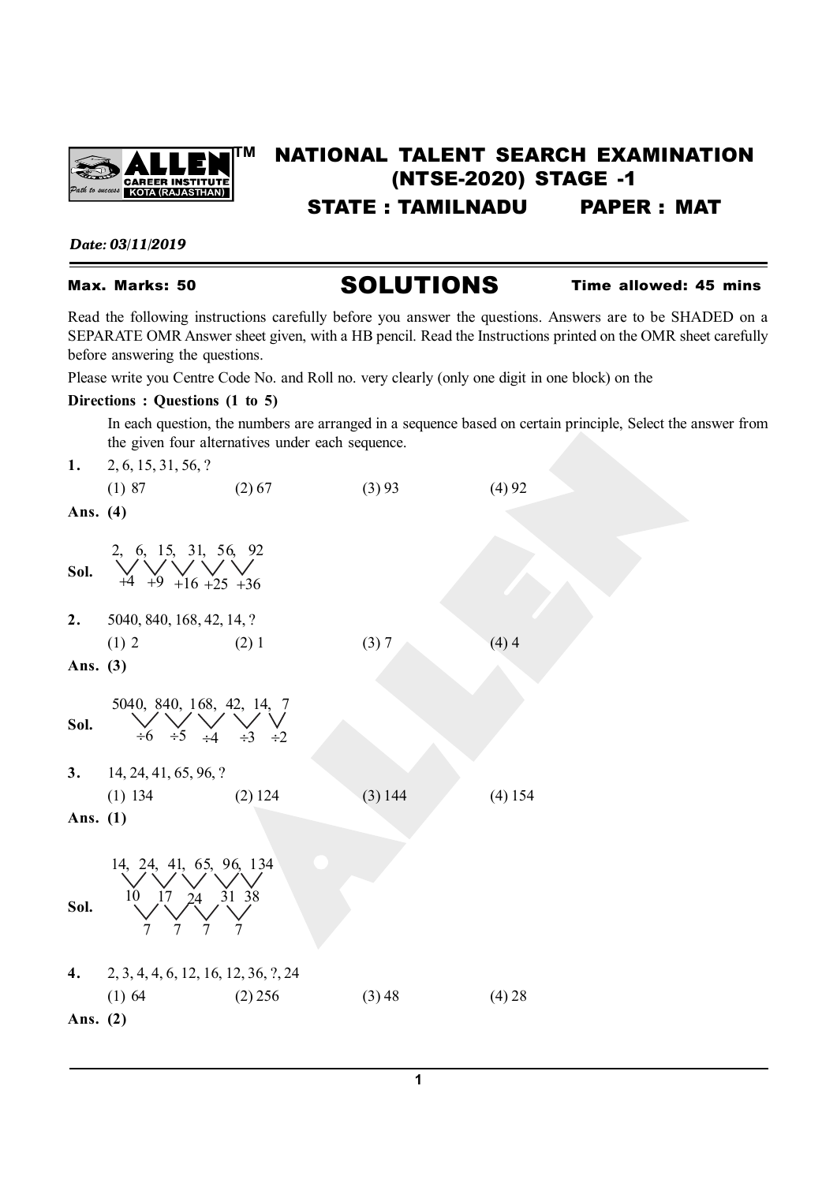# NATIONAL TALENT SEARCH EXAMINATION (NTSE-2020) STAGE -1

## STATE : TAMILNADU PAPER : MAT

*Date: 03/11/2019*

**Max. Marks: 50** **SOLUTIONS** **Time allowed: 45 mins**

Read the following instructions carefully before you answer the questions. Answers are to be SHADED on a SEPARATE OMR Answer sheet given, with a HB pencil. Read the Instructions printed on the OMR sheet carefully before answering the questions.

Please write you Centre Code No. and Roll no. very clearly (only one digit in one block) on the

**Directions : Questions (1 to 5)**

In each question, the numbers are arranged in a sequence based on certain principle, Select the answer from the given four alternatives under each sequence.

**1.** 2, 6, 15, 31, 56, ?

(1) 87 (2) 67 (3) 93 (4) 92

**Ans. (4)**

**Sol.** 2, 6, 15, 31, 56, 92

+4 +9 +16 +25 +36

**2.** 5040, 840, 168, 42, 14, ?

(1) 2 (2) 1 (3) 7 (4) 4

**Ans. (3)**

**Sol.** 5040, 840, 168, 42, 14, 7

÷6 ÷5 ÷4 ÷3 ÷2

**3.** 14, 24, 41, 65, 96, ?

(1) 134 (2) 124 (3) 144 (4) 154

**Ans. (1)**

**Sol.** 14, 24, 41, 65, 96, 134

10 17 24 31 38

7 7 7 7

**4.** 2, 3, 4, 4, 6, 12, 16, 12, 36, ?, 24

(1) 64 (2) 256 (3) 48 (4) 28

**Ans. (2)**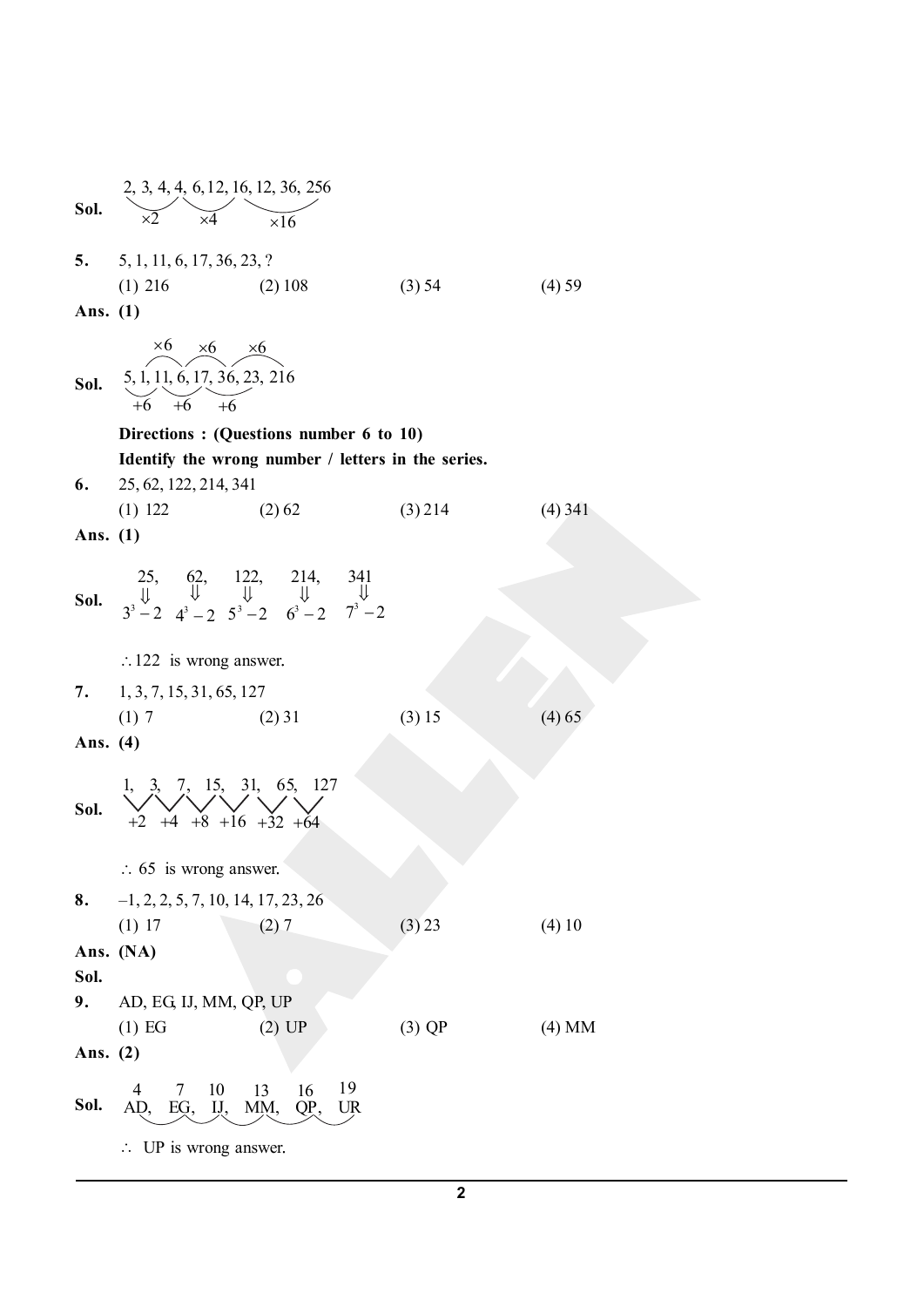**Sol.** 2, 3, 4, 4, 6, 12, 16, 12, 36, 256

$\times 2$ $\quad \times 4$ $\quad \times 16$

**5.** 5, 1, 11, 6, 17, 36, 23, ?

(1) 216 (2) 108 (3) 54 (4) 59

**Ans. (1)**

**Sol.** 5, 1, 11, 6, 17, 36, 23, 216

$\times 6$ $\quad \times 6$ $\quad \times 6$

$+6$ $\quad +6$ $\quad +6$

**Directions : (Questions number 6 to 10)**

**Identify the wrong number / letters in the series.**

**6.** 25, 62, 122, 214, 341

(1) 122 (2) 62 (3) 214 (4) 341

**Ans. (1)**

**Sol.**

| 25, | 62, | 122, | 214, | 341 |
|---|---|---|---|---|
| ⇓ | ⇓ | ⇓ | ⇓ | ⇓ |
| $3^3 - 2$ | $4^3 - 2$ | $5^3 - 2$ | $6^3 - 2$ | $7^3 - 2$ |

$\therefore$ 122 is wrong answer.

**7.** 1, 3, 7, 15, 31, 65, 127

(1) 7 (2) 31 (3) 15 (4) 65

**Ans. (4)**

**Sol.** 1, 3, 7, 15, 31, 65, 127

$+2$ $\quad +4$ $\quad +8$ $\quad +16$ $\quad +32$ $\quad +64$

$\therefore$ 65 is wrong answer.

**8.** –1, 2, 2, 5, 7, 10, 14, 17, 23, 26

(1) 17 (2) 7 (3) 23 (4) 10

**Ans. (NA)**

**Sol.**

**9.** AD, EG, IJ, MM, QP, UP

(1) EG (2) UP (3) QP (4) MM

**Ans. (2)**

**Sol.**

| 4 | 7 | 10 | 13 | 16 | 19 |
|---|---|---|---|---|---|
| AD, | EG, | IJ, | MM, | QP, | UR |

$\therefore$ UP is wrong answer.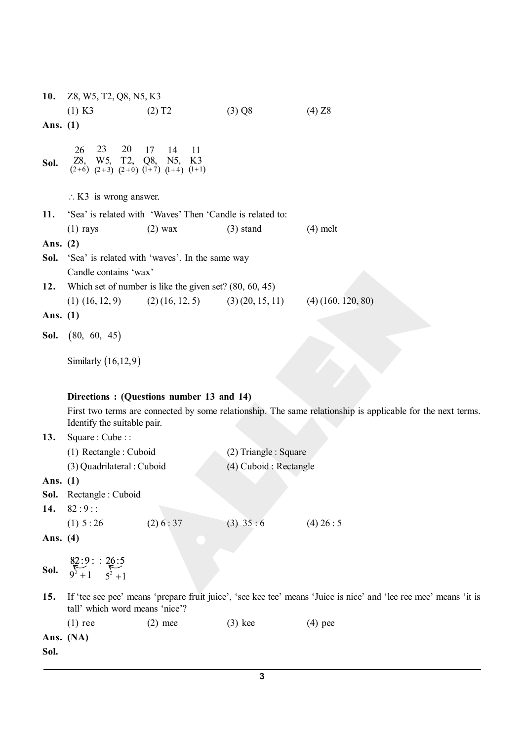**10.** Z8, W5, T2, Q8, N5, K3

(1) K3 (2) T2 (3) Q8 (4) Z8

**Ans. (1)**

**Sol.**

| 26 | 23 | 20 | 17 | 14 | 11 |
|---|---|---|---|---|---|
| Z8, | W5, | T2, | Q8, | N5, | K3 |
| (2+6) | (2+3) | (2+0) | (1+7) | (1+4) | (1+1) |

$\therefore$ K3 is wrong answer.

**11.** 'Sea' is related with 'Waves' Then 'Candle is related to:

(1) rays (2) wax (3) stand (4) melt

**Ans. (2)**

**Sol.** 'Sea' is related with 'waves'. In the same way
Candle contains 'wax'

**12.** Which set of number is like the given set? (80, 60, 45)

(1) (16, 12, 9) (2) (16, 12, 5) (3) (20, 15, 11) (4) (160, 120, 80)

**Ans. (1)**

**Sol.** $(80,\ 60,\ 45)$

Similarly $(16,12,9)$

**Directions : (Questions number 13 and 14)**

First two terms are connected by some relationship. The same relationship is applicable for the next terms. Identify the suitable pair.

**13.** Square : Cube : :

(1) Rectangle : Cuboid (2) Triangle : Square
(3) Quadrilateral : Cuboid (4) Cuboid : Rectangle

**Ans. (1)**

**Sol.** Rectangle : Cuboid

**14.** 82 : 9 : :

(1) 5 : 26 (2) 6 : 37 (3) 35 : 6 (4) 26 : 5

**Ans. (4)**

**Sol.** $82 : 9 : : 26 : 5$

$9^2+1 \quad 5^2+1$

**15.** If 'tee see pee' means 'prepare fruit juice', 'see kee tee' means 'Juice is nice' and 'lee ree mee' means 'it is tall' which word means 'nice'?

(1) ree (2) mee (3) kee (4) pee

**Ans. (NA)**

**Sol.**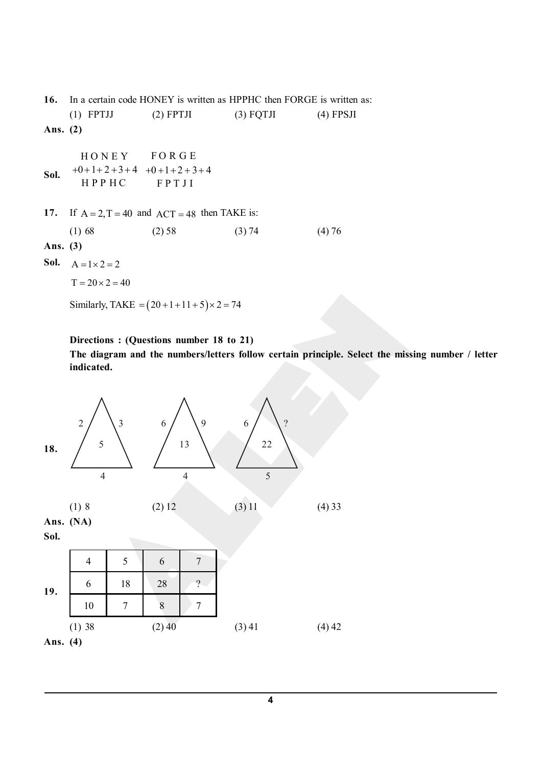**16.** In a certain code HONEY is written as HPPHC then FORGE is written as:

(1) FPTJJ (2) FPTJI (3) FQTJI (4) FPSJI

**Ans. (2)**

**Sol.**

$$\begin{array}{cc} \text{H O N E Y} & \text{F O R G E} \\ +0+1+2+3+4 & +0+1+2+3+4 \\ \text{H P P H C} & \text{F P T J I} \end{array}$$

**17.** If $A = 2, T = 40$ and $ACT = 48$ then TAKE is:

(1) 68 (2) 58 (3) 74 (4) 76

**Ans. (3)**

**Sol.** $A = 1 \times 2 = 2$

$T = 20 \times 2 = 40$

Similarly, TAKE $= (20 + 1 + 11 + 5) \times 2 = 74$

**Directions : (Questions number 18 to 21)**

**The diagram and the numbers/letters follow certain principle. Select the missing number / letter indicated.**

**18.**

Triangle 1: sides 2, 3, 4; centre 5

Triangle 2: sides 6, 9, 4; centre 13

Triangle 3: sides 6, ?, 5; centre 22

(1) 8 (2) 12 (3) 11 (4) 33

**Ans. (NA)**

**Sol.**

**19.**

| 4 | 5 | 6 | 7 |
|---|---|---|---|
| 6 | 18 | 28 | ? |
| 10 | 7 | 8 | 7 |

(1) 38 (2) 40 (3) 41 (4) 42

**Ans. (4)**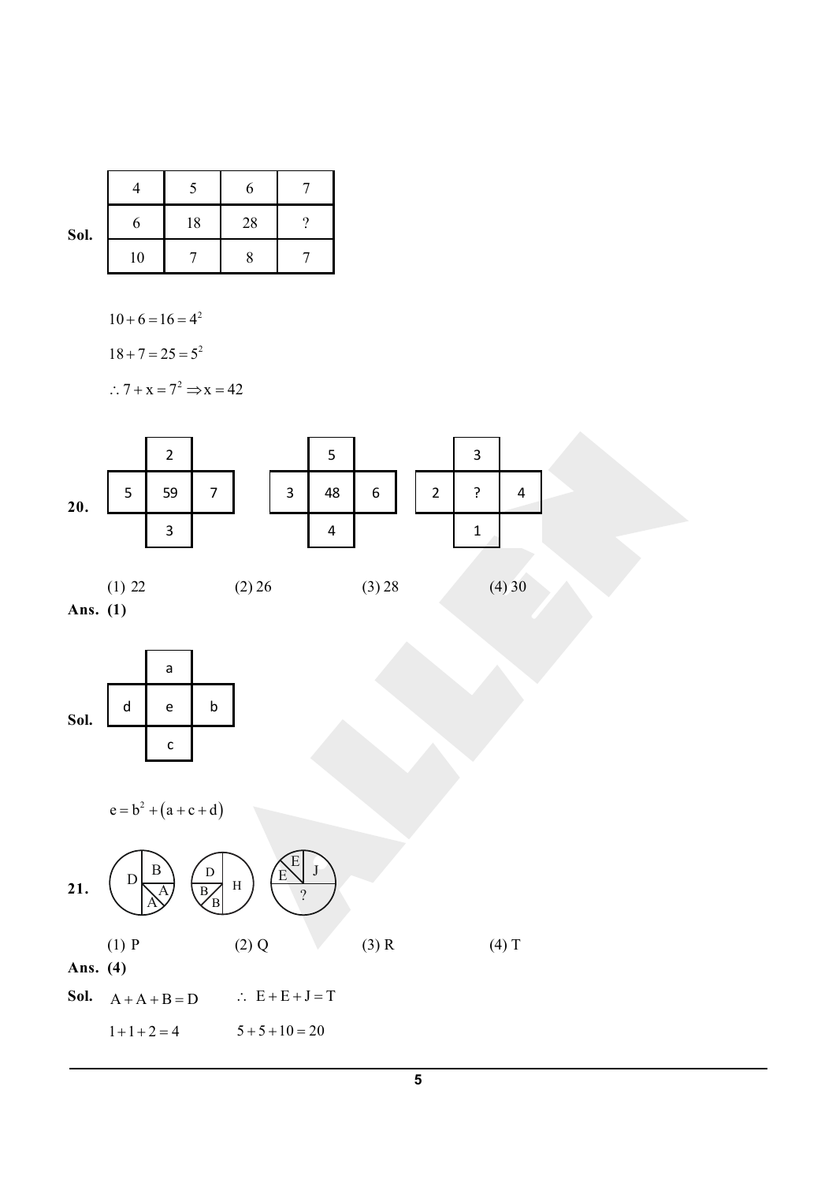**Sol.**

| 4 | 5 | 6 | 7 |
|---|---|---|---|
| 6 | 18 | 28 | ? |
| 10 | 7 | 8 | 7 |

$10+6=16=4^2$

$18+7=25=5^2$

$\therefore 7+x=7^2 \Rightarrow x=42$

**20.**

| | 2 | |
|---|---|---|
| 5 | 59 | 7 |
| | 3 | |

| | 5 | |
|---|---|---|
| 3 | 48 | 6 |
| | 4 | |

| | 3 | |
|---|---|---|
| 2 | ? | 4 |
| | 1 | |

(1) 22 (2) 26 (3) 28 (4) 30

**Ans. (1)**

**Sol.**

| | a | |
|---|---|---|
| d | e | b |
| | c | |

$e=b^2+(a+c+d)$

**21.** [Three circles divided into sections: first with D, B, A, A; second with D, H, B, B; third with E, E, J, ?]

(1) P (2) Q (3) R (4) T

**Ans. (4)**

**Sol.** $A+A+B=D$ $\therefore$ $E+E+J=T$

$1+1+2=4$ $5+5+10=20$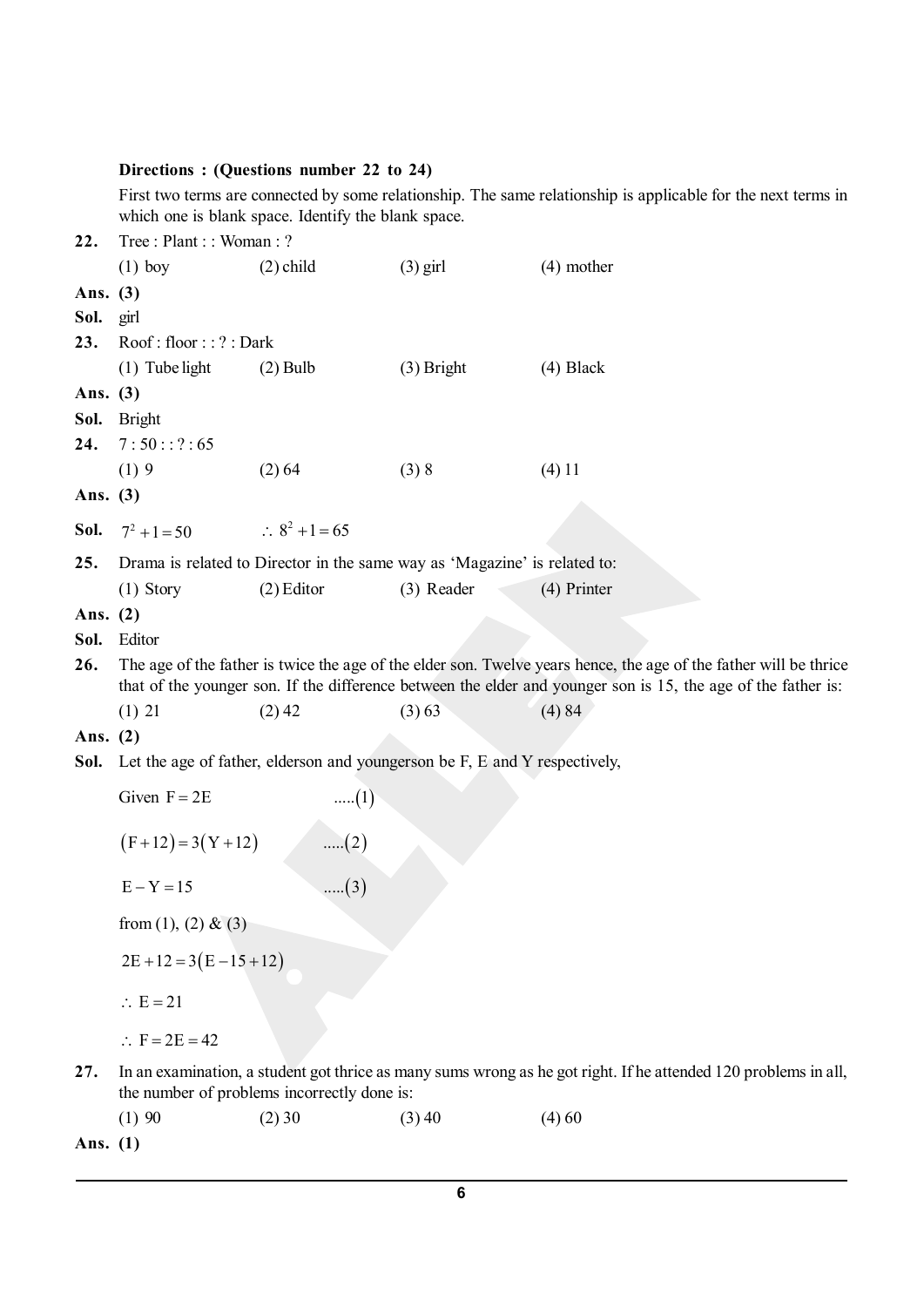**Directions : (Questions number 22 to 24)**

First two terms are connected by some relationship. The same relationship is applicable for the next terms in which one is blank space. Identify the blank space.

**22.** Tree : Plant : : Woman : ?

(1) boy (2) child (3) girl (4) mother

**Ans. (3)**

**Sol.** girl

**23.** Roof : floor : : ? : Dark

(1) Tube light (2) Bulb (3) Bright (4) Black

**Ans. (3)**

**Sol.** Bright

**24.** 7 : 50 : : ? : 65

(1) 9 (2) 64 (3) 8 (4) 11

**Ans. (3)**

**Sol.** $7^2 + 1 = 50$ $\quad \therefore\ 8^2 + 1 = 65$

**25.** Drama is related to Director in the same way as 'Magazine' is related to:

(1) Story (2) Editor (3) Reader (4) Printer

**Ans. (2)**

**Sol.** Editor

**26.** The age of the father is twice the age of the elder son. Twelve years hence, the age of the father will be thrice that of the younger son. If the difference between the elder and younger son is 15, the age of the father is:

(1) 21 (2) 42 (3) 63 (4) 84

**Ans. (2)**

**Sol.** Let the age of father, elderson and youngerson be F, E and Y respectively,

Given $F = 2E$ .....(1)

$(F+12) = 3(Y+12)$ .....(2)

$E - Y = 15$ .....(3)

from (1), (2) & (3)

$2E + 12 = 3(E - 15 + 12)$

$\therefore\ E = 21$

$\therefore\ F = 2E = 42$

**27.** In an examination, a student got thrice as many sums wrong as he got right. If he attended 120 problems in all, the number of problems incorrectly done is:

(1) 90 (2) 30 (3) 40 (4) 60

**Ans. (1)**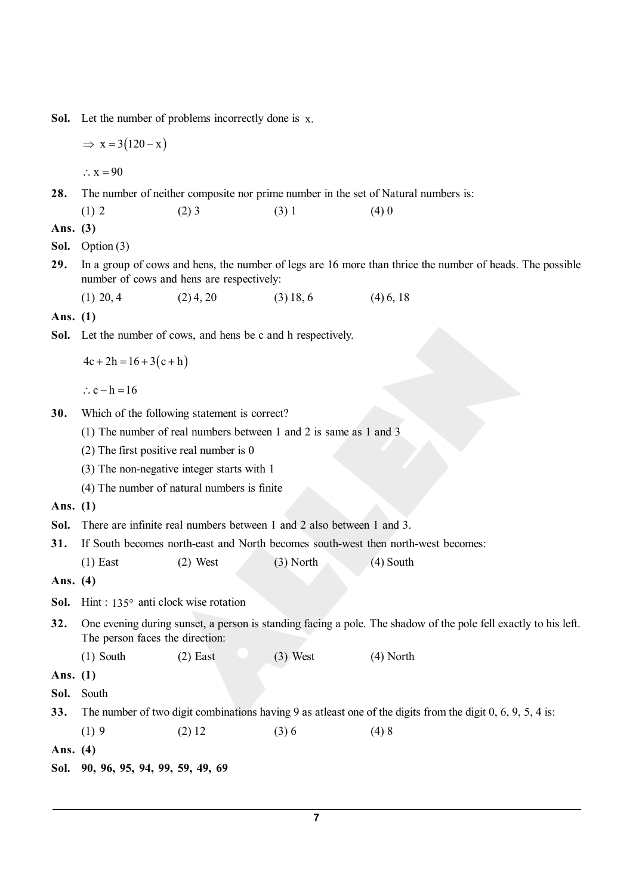**Sol.** Let the number of problems incorrectly done is $x$.

$\Rightarrow x = 3(120 - x)$

$\therefore x = 90$

**28.** The number of neither composite nor prime number in the set of Natural numbers is:

(1) 2 (2) 3 (3) 1 (4) 0

**Ans. (3)**

**Sol.** Option (3)

**29.** In a group of cows and hens, the number of legs are 16 more than thrice the number of heads. The possible number of cows and hens are respectively:

(1) 20, 4 (2) 4, 20 (3) 18, 6 (4) 6, 18

**Ans. (1)**

**Sol.** Let the number of cows, and hens be c and h respectively.

$4c + 2h = 16 + 3(c + h)$

$\therefore c - h = 16$

**30.** Which of the following statement is correct?

(1) The number of real numbers between 1 and 2 is same as 1 and 3

(2) The first positive real number is 0

(3) The non-negative integer starts with 1

(4) The number of natural numbers is finite

**Ans. (1)**

**Sol.** There are infinite real numbers between 1 and 2 also between 1 and 3.

**31.** If South becomes north-east and North becomes south-west then north-west becomes:

(1) East (2) West (3) North (4) South

**Ans. (4)**

**Sol.** Hint : $135°$ anti clock wise rotation

**32.** One evening during sunset, a person is standing facing a pole. The shadow of the pole fell exactly to his left. The person faces the direction:

(1) South (2) East (3) West (4) North

**Ans. (1)**

**Sol.** South

**33.** The number of two digit combinations having 9 as atleast one of the digits from the digit 0, 6, 9, 5, 4 is:

(1) 9 (2) 12 (3) 6 (4) 8

**Ans. (4)**

**Sol. 90, 96, 95, 94, 99, 59, 49, 69**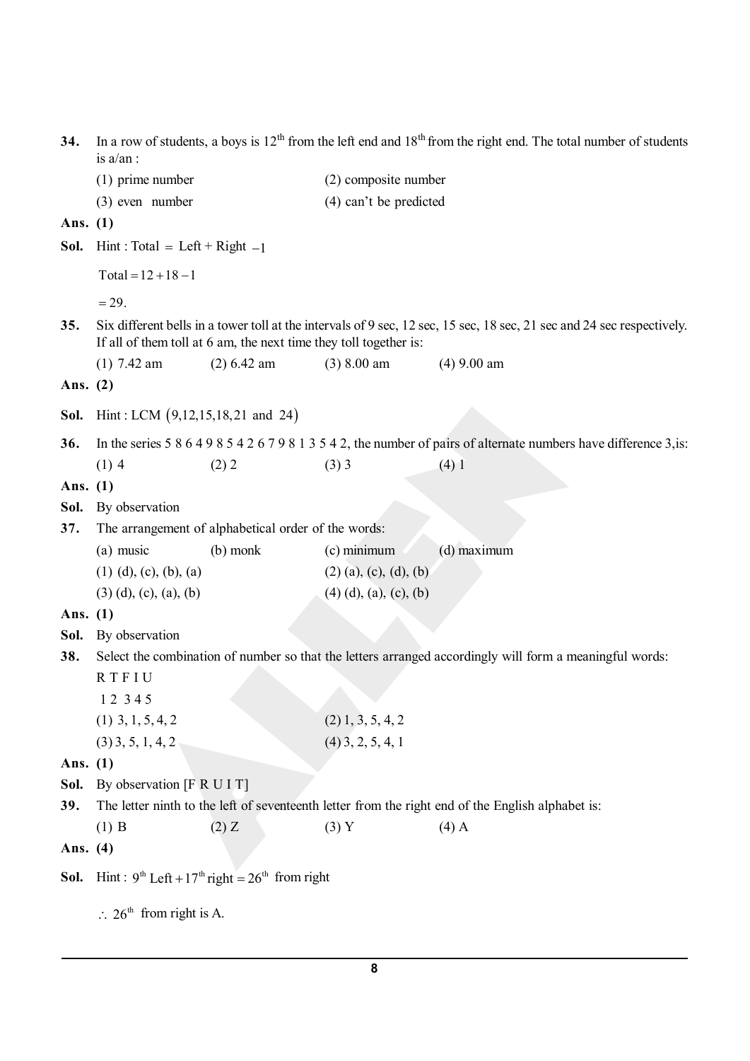**34.** In a row of students, a boys is $12^{th}$ from the left end and $18^{th}$ from the right end. The total number of students is a/an :

(1) prime number (2) composite number

(3) even number (4) can't be predicted

**Ans. (1)**

**Sol.** Hint : Total = Left + Right $-1$

$\text{Total} = 12 + 18 - 1$

$= 29.$

**35.** Six different bells in a tower toll at the intervals of 9 sec, 12 sec, 15 sec, 18 sec, 21 sec and 24 sec respectively. If all of them toll at 6 am, the next time they toll together is:

(1) 7.42 am (2) 6.42 am (3) 8.00 am (4) 9.00 am

**Ans. (2)**

**Sol.** Hint : LCM $(9, 12, 15, 18, 21 \text{ and } 24)$

**36.** In the series 5 8 6 4 9 8 5 4 2 6 7 9 8 1 3 5 4 2, the number of pairs of alternate numbers have difference 3,is:

(1) 4 (2) 2 (3) 3 (4) 1

**Ans. (1)**

**Sol.** By observation

**37.** The arrangement of alphabetical order of the words:

(a) music (b) monk (c) minimum (d) maximum

(1) (d), (c), (b), (a) (2) (a), (c), (d), (b)

(3) (d), (c), (a), (b) (4) (d), (a), (c), (b)

**Ans. (1)**

**Sol.** By observation

**38.** Select the combination of number so that the letters arranged accordingly will form a meaningful words:

R T F I U

1 2 3 4 5

(1) 3, 1, 5, 4, 2 (2) 1, 3, 5, 4, 2

(3) 3, 5, 1, 4, 2 (4) 3, 2, 5, 4, 1

**Ans. (1)**

**Sol.** By observation [F R U I T]

**39.** The letter ninth to the left of seventeenth letter from the right end of the English alphabet is:

(1) B (2) Z (3) Y (4) A

**Ans. (4)**

**Sol.** Hint : $9^{th}$ Left $+ 17^{th}$ right $= 26^{th}$ from right

$\therefore$ $26^{th}$ from right is A.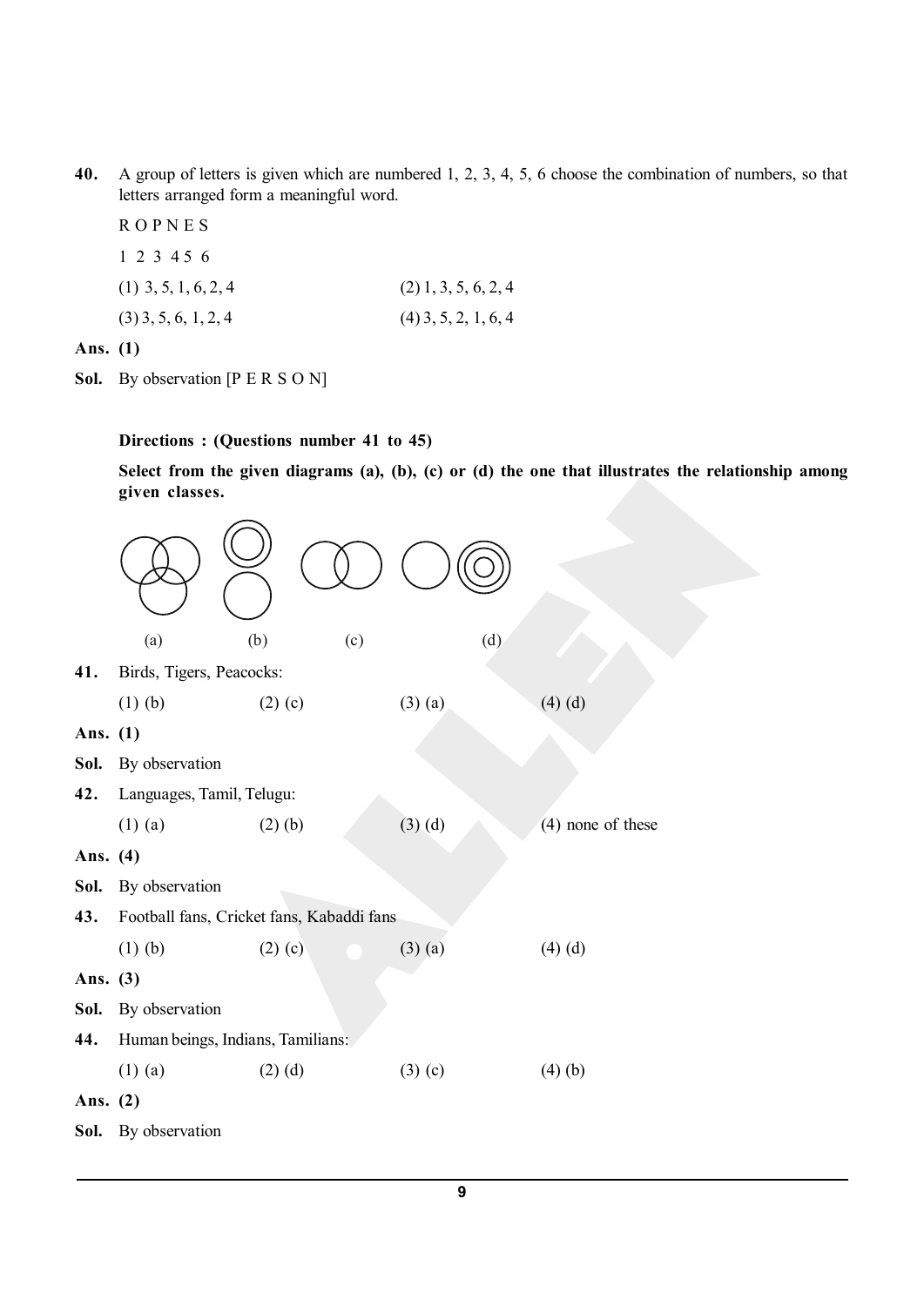**40.** A group of letters is given which are numbered 1, 2, 3, 4, 5, 6 choose the combination of numbers, so that letters arranged form a meaningful word.

R O P N E S

1 2 3 4 5 6

(1) 3, 5, 1, 6, 2, 4 (2) 1, 3, 5, 6, 2, 4

(3) 3, 5, 6, 1, 2, 4 (4) 3, 5, 2, 1, 6, 4

**Ans. (1)**

**Sol.** By observation [P E R S O N]

**Directions : (Questions number 41 to 45)**

**Select from the given diagrams (a), (b), (c) or (d) the one that illustrates the relationship among given classes.**

(a) (b) (c) (d)

**41.** Birds, Tigers, Peacocks:

(1) (b) (2) (c) (3) (a) (4) (d)

**Ans. (1)**

**Sol.** By observation

**42.** Languages, Tamil, Telugu:

(1) (a) (2) (b) (3) (d) (4) none of these

**Ans. (4)**

**Sol.** By observation

**43.** Football fans, Cricket fans, Kabaddi fans

(1) (b) (2) (c) (3) (a) (4) (d)

**Ans. (3)**

**Sol.** By observation

**44.** Human beings, Indians, Tamilians:

(1) (a) (2) (d) (3) (c) (4) (b)

**Ans. (2)**

**Sol.** By observation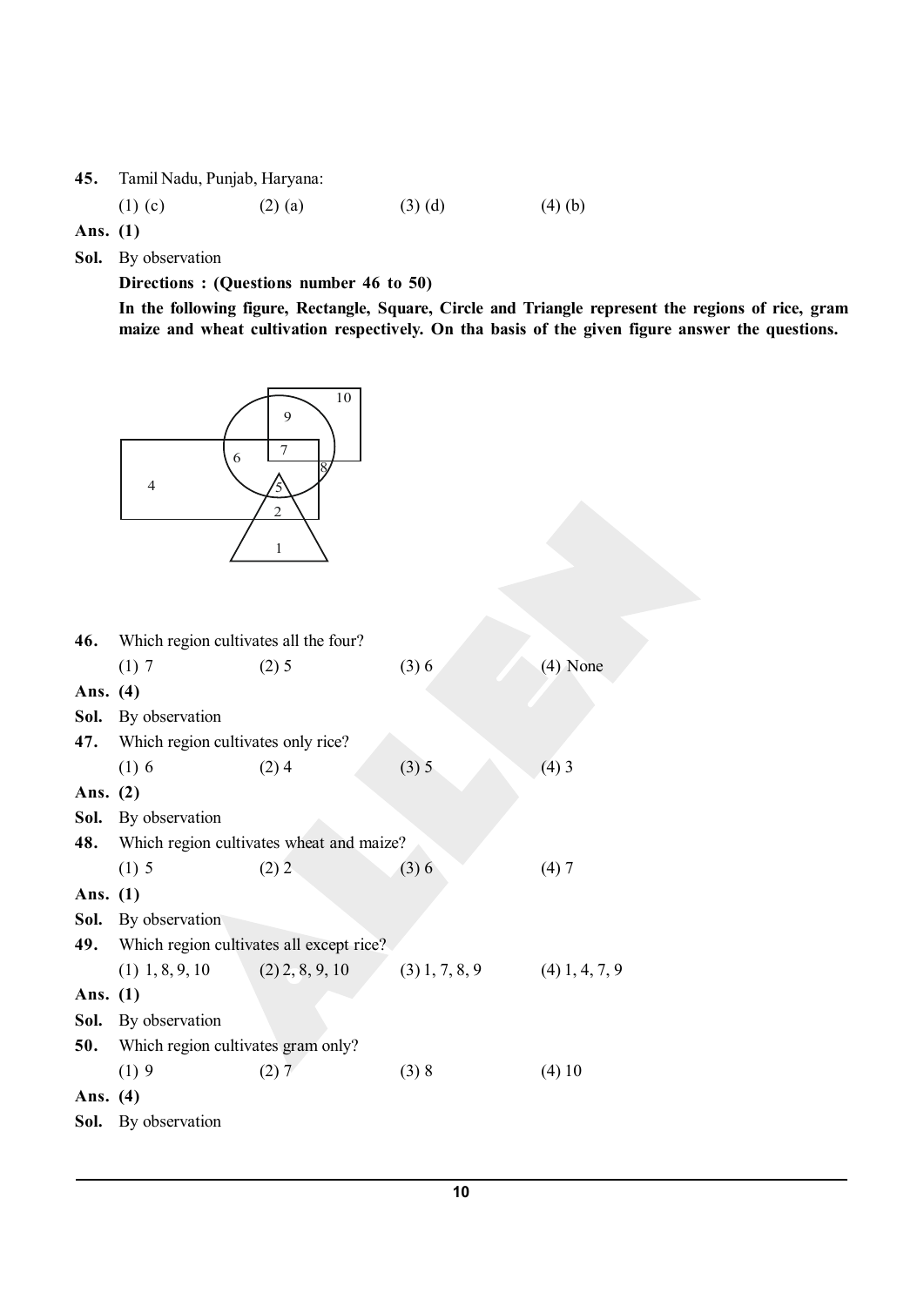**45.** Tamil Nadu, Punjab, Haryana:

(1) (c) (2) (a) (3) (d) (4) (b)

**Ans. (1)**

**Sol.** By observation

**Directions : (Questions number 46 to 50)**

**In the following figure, Rectangle, Square, Circle and Triangle represent the regions of rice, gram maize and wheat cultivation respectively. On tha basis of the given figure answer the questions.**

**46.** Which region cultivates all the four?

(1) 7 (2) 5 (3) 6 (4) None

**Ans. (4)**

**Sol.** By observation

**47.** Which region cultivates only rice?

(1) 6 (2) 4 (3) 5 (4) 3

**Ans. (2)**

**Sol.** By observation

**48.** Which region cultivates wheat and maize?

(1) 5 (2) 2 (3) 6 (4) 7

**Ans. (1)**

**Sol.** By observation

**49.** Which region cultivates all except rice?

(1) 1, 8, 9, 10 (2) 2, 8, 9, 10 (3) 1, 7, 8, 9 (4) 1, 4, 7, 9

**Ans. (1)**

**Sol.** By observation

**50.** Which region cultivates gram only?

(1) 9 (2) 7 (3) 8 (4) 10

**Ans. (4)**

**Sol.** By observation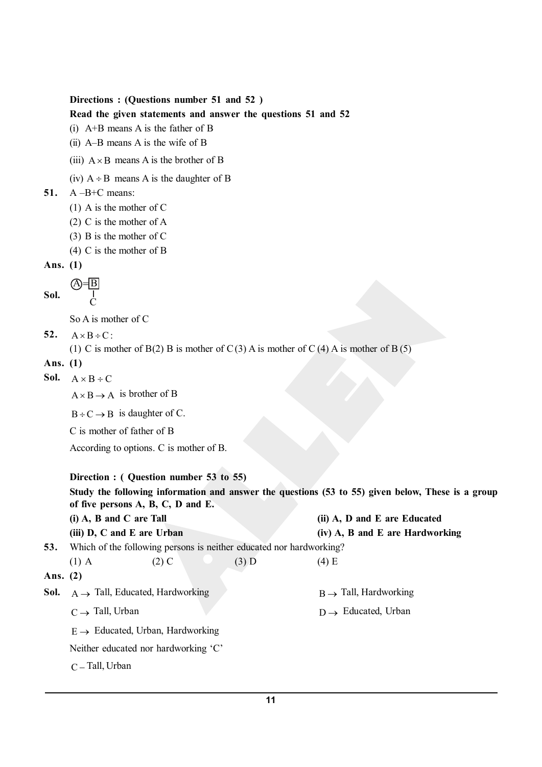**Directions : (Questions number 51 and 52 )**

**Read the given statements and answer the questions 51 and 52**

(i) A+B means A is the father of B

(ii) A–B means A is the wife of B

(iii) $A \times B$ means A is the brother of B

(iv) $A \div B$ means A is the daughter of B

**51.** A –B+C means:

(1) A is the mother of C

(2) C is the mother of A

(3) B is the mother of C

(4) C is the mother of B

**Ans. (1)**

**Sol.** Ⓐ=[B]
 |
 C

So A is mother of C

**52.** $A \times B \div C$:

(1) C is mother of B (2) B is mother of C (3) A is mother of C (4) A is mother of B (5)

**Ans. (1)**

**Sol.** $A \times B \div C$

$A \times B \rightarrow A$ is brother of B

$B \div C \rightarrow B$ is daughter of C.

C is mother of father of B

According to options. C is mother of B.

**Direction : ( Question number 53 to 55)**

**Study the following information and answer the questions (53 to 55) given below, These is a group of five persons A, B, C, D and E.**

**(i) A, B and C are Tall**

**(ii) A, D and E are Educated**

**(iii) D, C and E are Urban**

**(iv) A, B and E are Hardworking**

**53.** Which of the following persons is neither educated nor hardworking?

(1) A (2) C (3) D (4) E

**Ans. (2)**

**Sol.** $A \rightarrow$ Tall, Educated, Hardworking

$B \rightarrow$ Tall, Hardworking

$C \rightarrow$ Tall, Urban

$D \rightarrow$ Educated, Urban

$E \rightarrow$ Educated, Urban, Hardworking

Neither educated nor hardworking 'C'

C – Tall, Urban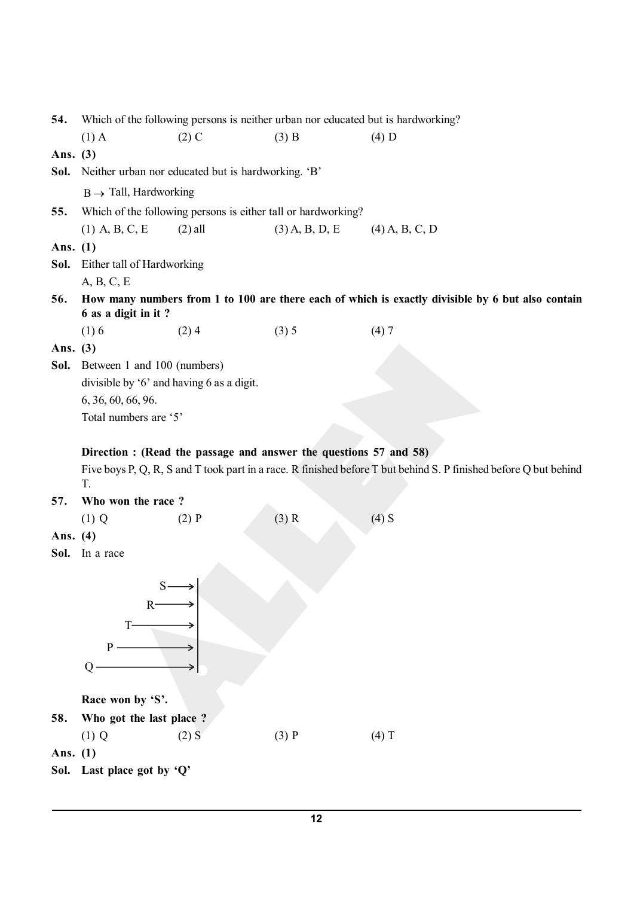**54.** Which of the following persons is neither urban nor educated but is hardworking?

(1) A (2) C (3) B (4) D

**Ans. (3)**

**Sol.** Neither urban nor educated but is hardworking. 'B'

$B \rightarrow$ Tall, Hardworking

**55.** Which of the following persons is either tall or hardworking?

(1) A, B, C, E (2) all (3) A, B, D, E (4) A, B, C, D

**Ans. (1)**

**Sol.** Either tall of Hardworking

A, B, C, E

**56. How many numbers from 1 to 100 are there each of which is exactly divisible by 6 but also contain 6 as a digit in it ?**

(1) 6 (2) 4 (3) 5 (4) 7

**Ans. (3)**

**Sol.** Between 1 and 100 (numbers)

divisible by '6' and having 6 as a digit.

6, 36, 60, 66, 96.

Total numbers are '5'

**Direction : (Read the passage and answer the questions 57 and 58)**

Five boys P, Q, R, S and T took part in a race. R finished before T but behind S. P finished before Q but behind T.

**57. Who won the race ?**

(1) Q (2) P (3) R (4) S

**Ans. (4)**

**Sol.** In a race

S ⟶

R ⟶

T ⟶

P ⟶

Q ⟶

**Race won by 'S'.**

**58. Who got the last place ?**

(1) Q (2) S (3) P (4) T

**Ans. (1)**

**Sol. Last place got by 'Q'**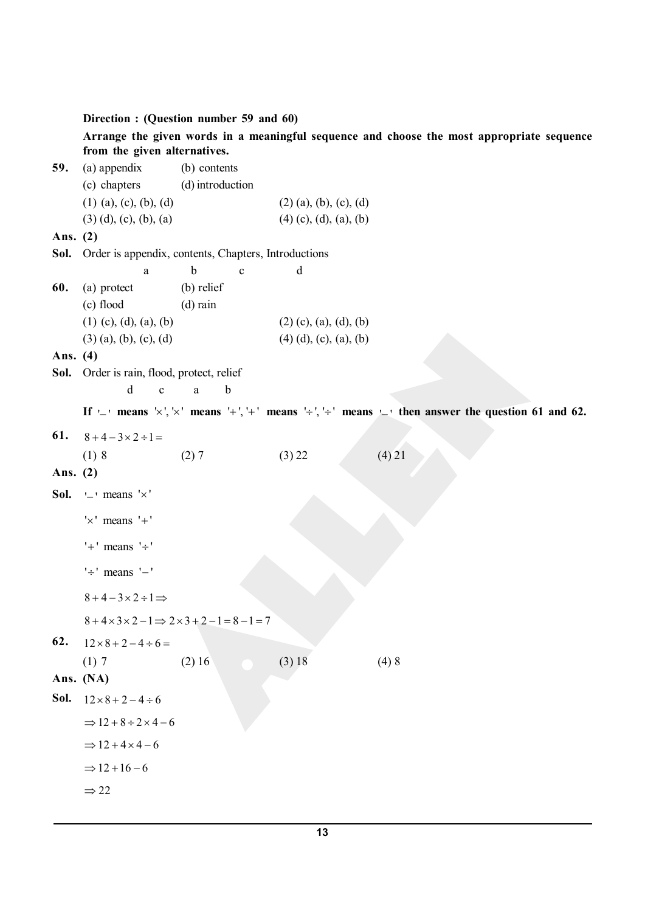**Direction : (Question number 59 and 60)**

**Arrange the given words in a meaningful sequence and choose the most appropriate sequence from the given alternatives.**

**59.** (a) appendix (b) contents

(c) chapters (d) introduction

(1) (a), (c), (b), (d) (2) (a), (b), (c), (d)

(3) (d), (c), (b), (a) (4) (c), (d), (a), (b)

**Ans. (2)**

**Sol.** Order is appendix, contents, Chapters, Introductions

a b c d

**60.** (a) protect (b) relief

(c) flood (d) rain

(1) (c), (d), (a), (b) (2) (c), (a), (d), (b)

(3) (a), (b), (c), (d) (4) (d), (c), (a), (b)

**Ans. (4)**

**Sol.** Order is rain, flood, protect, relief

d c a b

**If '$-$' means '$\times$', '$\times$' means '$+$', '$+$' means '$\div$', '$\div$' means '$-$' then answer the question 61 and 62.**

**61.** $8+4-3\times 2\div 1=$

(1) 8 (2) 7 (3) 22 (4) 21

**Ans. (2)**

**Sol.** '$-$' means '$\times$'

'$\times$' means '$+$'

'$+$' means '$\div$'

'$\div$' means '$-$'

$8+4-3\times 2\div 1\Rightarrow$

$8+4\times 3\times 2-1\Rightarrow 2\times 3+2-1=8-1=7$

**62.** $12\times 8+2-4\div 6=$

(1) 7 (2) 16 (3) 18 (4) 8

**Ans. (NA)**

**Sol.** $12\times 8+2-4\div 6$

$\Rightarrow 12+8\div 2\times 4-6$

$\Rightarrow 12+4\times 4-6$

$\Rightarrow 12+16-6$

$\Rightarrow 22$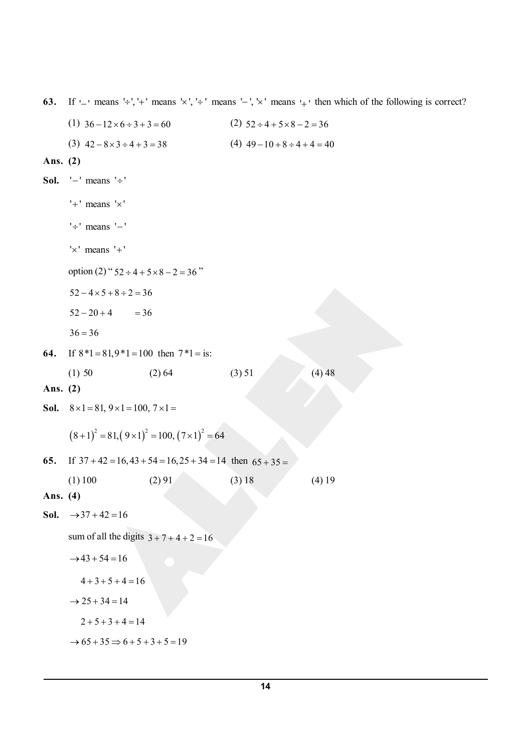**63.** If '−' means '÷', '+' means '×', '÷' means '−', '×' means '+' then which of the following is correct?

(1) $36 - 12 \times 6 \div 3 + 3 = 60$ (2) $52 \div 4 + 5 \times 8 - 2 = 36$

(3) $42 - 8 \times 3 \div 4 + 3 = 38$ (4) $49 - 10 + 8 \div 4 + 4 = 40$

**Ans. (2)**

**Sol.** '−' means '÷'

'+' means '×'

'÷' means '−'

'×' means '+'

option (2) "$52 \div 4 + 5 \times 8 - 2 = 36$"

$52 - 4 \times 5 + 8 \div 2 = 36$

$52 - 20 + 4 \quad = 36$

$36 = 36$

**64.** If $8 * 1 = 81, 9 * 1 = 100$ then $7 * 1 =$ is:

(1) 50 (2) 64 (3) 51 (4) 48

**Ans. (2)**

**Sol.** $8 \times 1 = 81,\ 9 \times 1 = 100,\ 7 \times 1 =$

$(8+1)^2 = 81, (9 \times 1)^2 = 100, (7 \times 1)^2 = 64$

**65.** If $37 + 42 = 16, 43 + 54 = 16, 25 + 34 = 14$ then $65 + 35 =$

(1) 100 (2) 91 (3) 18 (4) 19

**Ans. (4)**

**Sol.** $\rightarrow 37 + 42 = 16$

sum of all the digits $3 + 7 + 4 + 2 = 16$

$\rightarrow 43 + 54 = 16$

$4 + 3 + 5 + 4 = 16$

$\rightarrow 25 + 34 = 14$

$2 + 5 + 3 + 4 = 14$

$\rightarrow 65 + 35 \Rightarrow 6 + 5 + 3 + 5 = 19$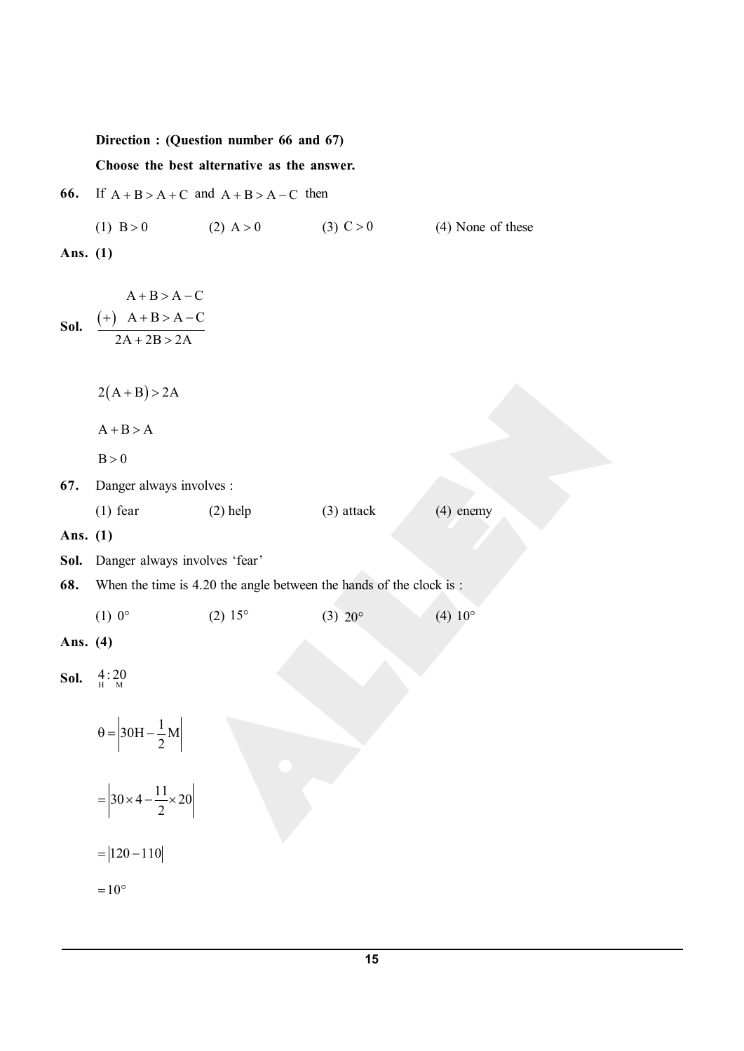**Direction : (Question number 66 and 67)**

**Choose the best alternative as the answer.**

**66.** If $A + B > A + C$ and $A + B > A - C$ then

(1) $B > 0$ (2) $A > 0$ (3) $C > 0$ (4) None of these

**Ans. (1)**

**Sol.**

$$\begin{array}{r} A + B > A - C \\ (+) \quad A + B > A - C \\ \hline 2A + 2B > 2A \end{array}$$

$2(A + B) > 2A$

$A + B > A$

$B > 0$

**67.** Danger always involves :

(1) fear (2) help (3) attack (4) enemy

**Ans. (1)**

**Sol.** Danger always involves 'fear'

**68.** When the time is 4.20 the angle between the hands of the clock is :

(1) $0°$ (2) $15°$ (3) $20°$ (4) $10°$

**Ans. (4)**

**Sol.** $\underset{H}{4} : \underset{M}{20}$

$$\theta = \left|30H - \frac{1}{2}M\right|$$

$$= \left|30 \times 4 - \frac{11}{2} \times 20\right|$$

$$= |120 - 110|$$

$$= 10°$$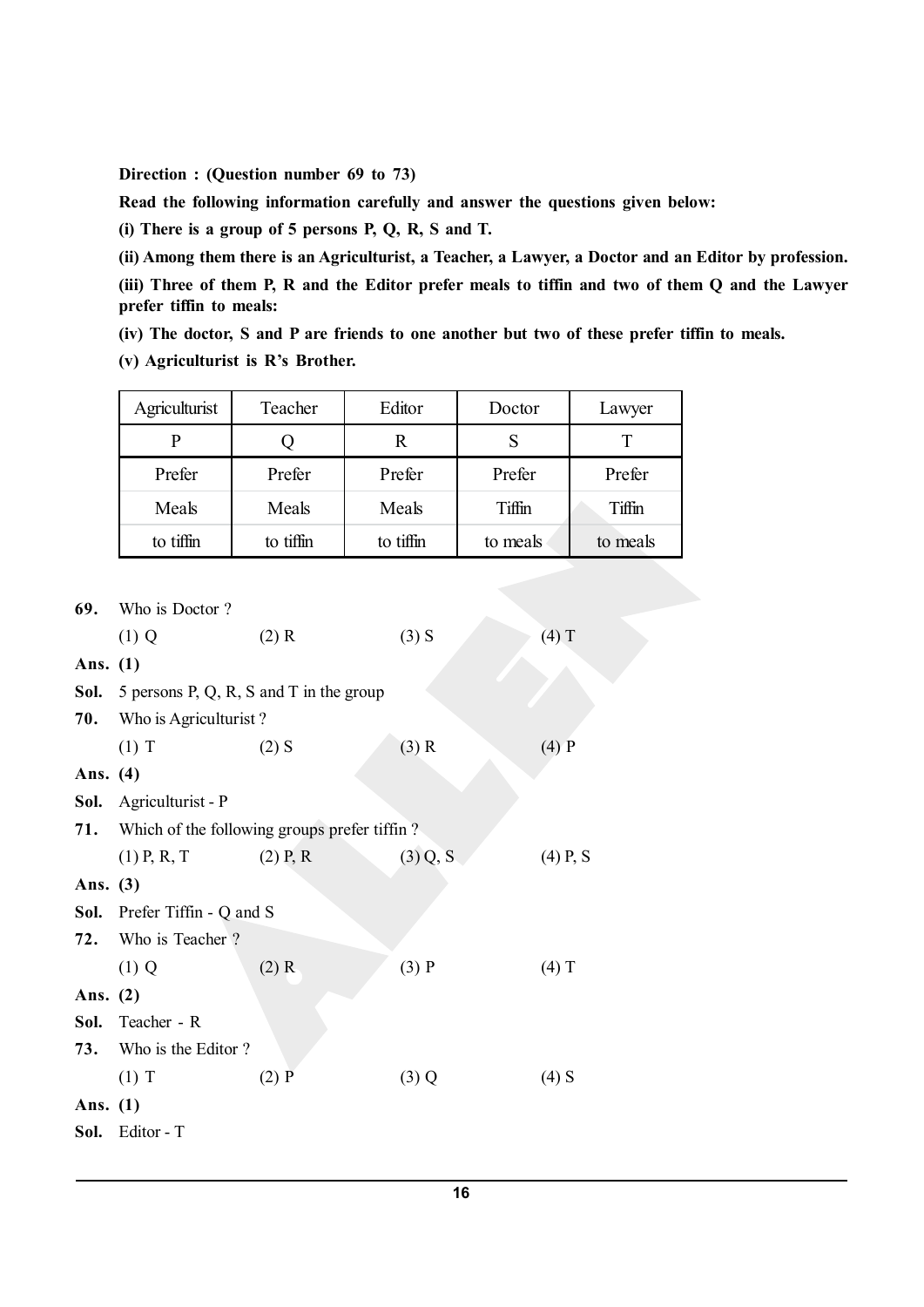**Direction : (Question number 69 to 73)**

**Read the following information carefully and answer the questions given below:**

**(i) There is a group of 5 persons P, Q, R, S and T.**

**(ii) Among them there is an Agriculturist, a Teacher, a Lawyer, a Doctor and an Editor by profession.**

**(iii) Three of them P, R and the Editor prefer meals to tiffin and two of them Q and the Lawyer prefer tiffin to meals:**

**(iv) The doctor, S and P are friends to one another but two of these prefer tiffin to meals.**

**(v) Agriculturist is R's Brother.**

| Agriculturist | Teacher | Editor | Doctor | Lawyer |
|---|---|---|---|---|
| P | Q | R | S | T |
| Prefer | Prefer | Prefer | Prefer | Prefer |
| Meals | Meals | Meals | Tiffin | Tiffin |
| to tiffin | to tiffin | to tiffin | to meals | to meals |

**69.** Who is Doctor ?

(1) Q (2) R (3) S (4) T

**Ans. (1)**

**Sol.** 5 persons P, Q, R, S and T in the group

**70.** Who is Agriculturist ?

(1) T (2) S (3) R (4) P

**Ans. (4)**

**Sol.** Agriculturist - P

**71.** Which of the following groups prefer tiffin ?

(1) P, R, T (2) P, R (3) Q, S (4) P, S

**Ans. (3)**

**Sol.** Prefer Tiffin - Q and S

**72.** Who is Teacher ?

(1) Q (2) R (3) P (4) T

**Ans. (2)**

**Sol.** Teacher - R

**73.** Who is the Editor ?

(1) T (2) P (3) Q (4) S

**Ans. (1)**

**Sol.** Editor - T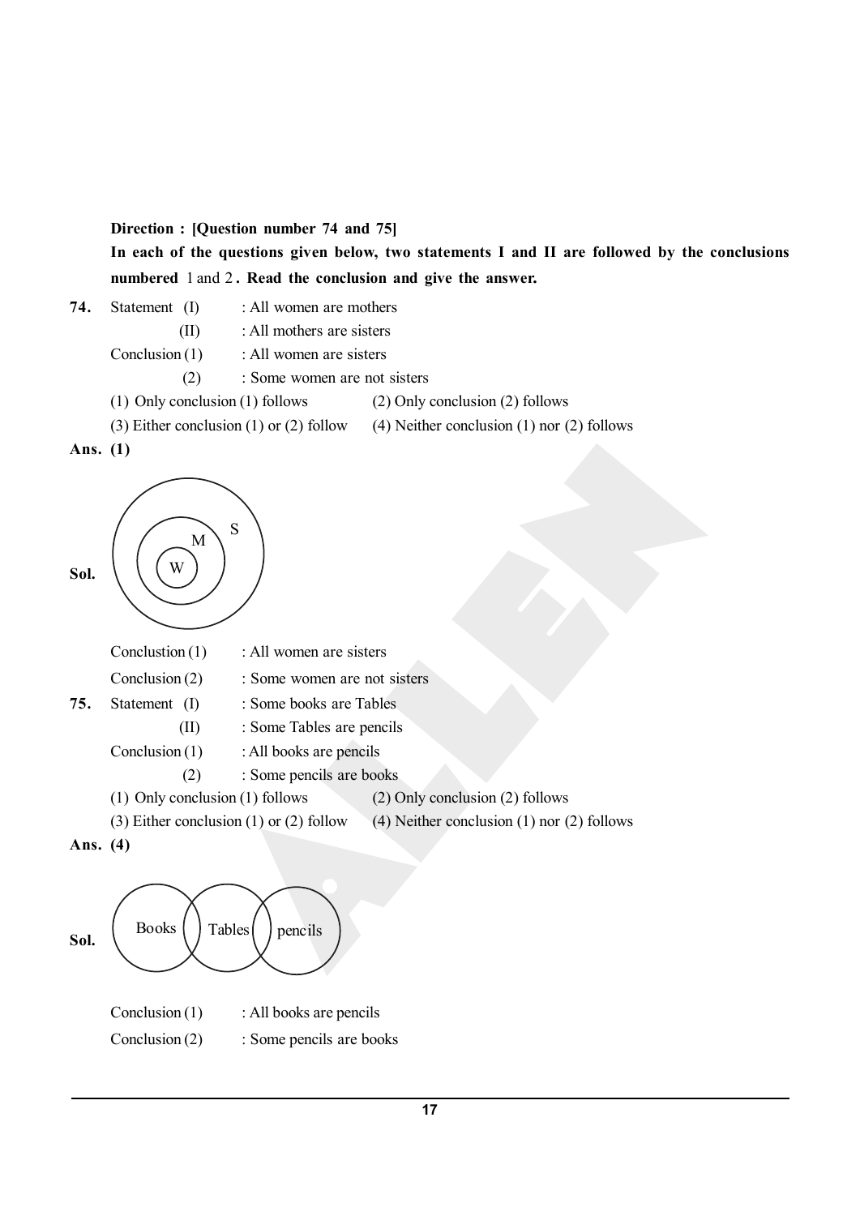**Direction : [Question number 74 and 75]**

**In each of the questions given below, two statements I and II are followed by the conclusions numbered** 1 and 2**. Read the conclusion and give the answer.**

**74.** Statement (I) : All women are mothers

(II) : All mothers are sisters

Conclusion (1) : All women are sisters

(2) : Some women are not sisters

(1) Only conclusion (1) follows  (2) Only conclusion (2) follows

(3) Either conclusion (1) or (2) follow  (4) Neither conclusion (1) nor (2) follows

**Ans. (1)**

**Sol.**

Conclustion (1) : All women are sisters

Conclusion (2) : Some women are not sisters

**75.** Statement (I) : Some books are Tables

(II) : Some Tables are pencils

Conclusion (1) : All books are pencils

(2) : Some pencils are books

(1) Only conclusion (1) follows  (2) Only conclusion (2) follows

(3) Either conclusion (1) or (2) follow  (4) Neither conclusion (1) nor (2) follows

**Ans. (4)**

**Sol.**

Conclusion (1) : All books are pencils

Conclusion (2) : Some pencils are books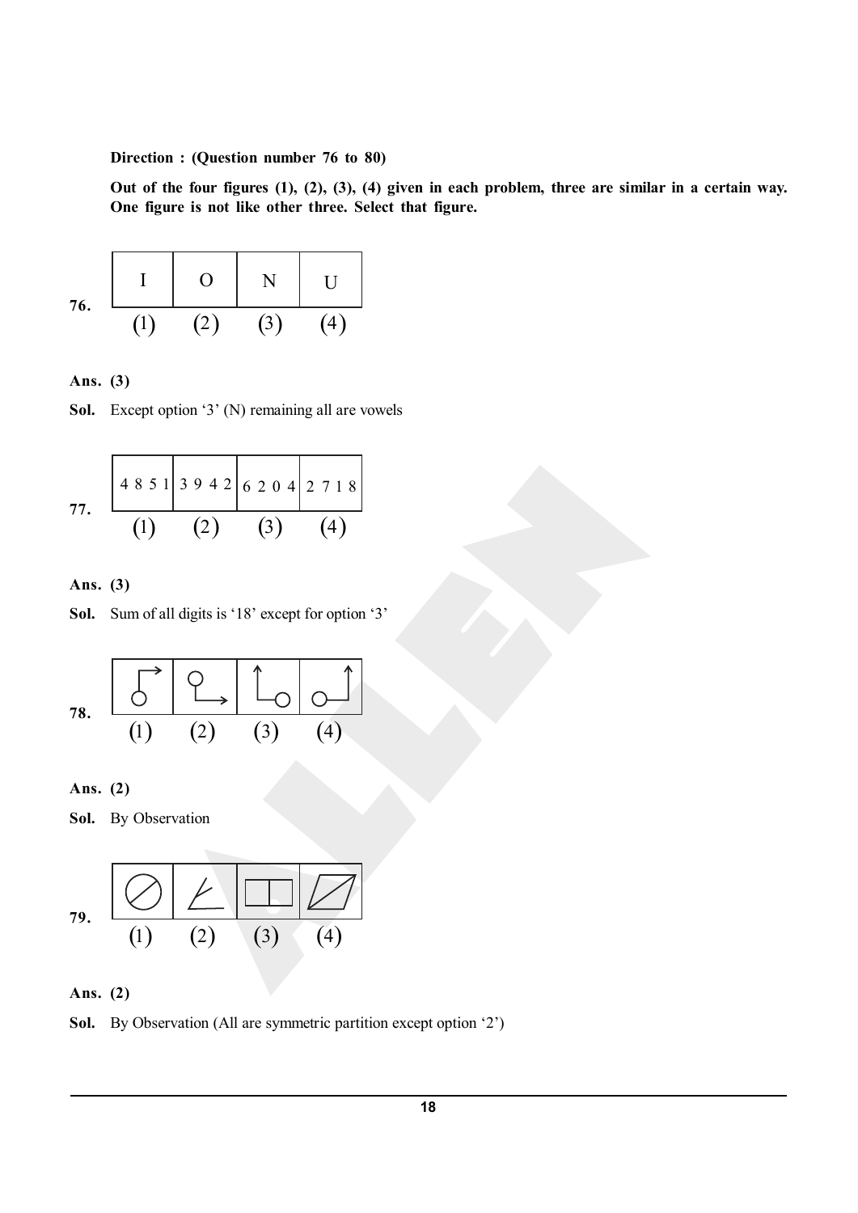**Direction : (Question number 76 to 80)**

**Out of the four figures (1), (2), (3), (4) given in each problem, three are similar in a certain way. One figure is not like other three. Select that figure.**

**76.**

| I | O | N | U |
|---|---|---|---|
| (1) | (2) | (3) | (4) |

**Ans. (3)**

**Sol.** Except option '3' (N) remaining all are vowels

**77.**

| 4 8 5 1 | 3 9 4 2 | 6 2 0 4 | 2 7 1 8 |
|---|---|---|---|
| (1) | (2) | (3) | (4) |

**Ans. (3)**

**Sol.** Sum of all digits is '18' except for option '3'

**78.**

| | | | |
|---|---|---|---|
| (1) | (2) | (3) | (4) |

**Ans. (2)**

**Sol.** By Observation

**79.**

| | | | |
|---|---|---|---|
| (1) | (2) | (3) | (4) |

**Ans. (2)**

**Sol.** By Observation (All are symmetric partition except option '2')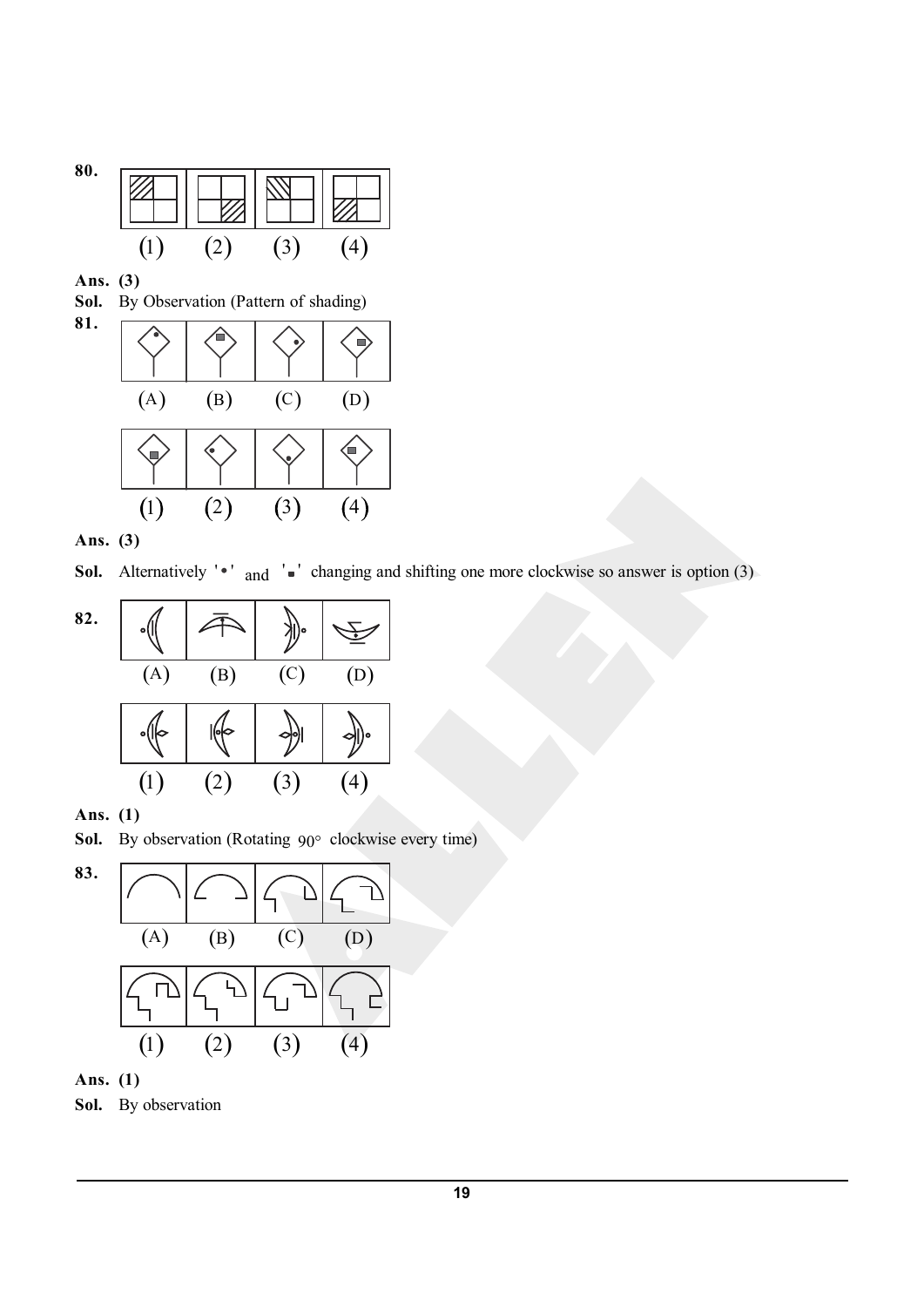**80.**

(1) (2) (3) (4)

**Ans.** **(3)**

**Sol.** By Observation (Pattern of shading)

**81.**

(A) (B) (C) (D)

(1) (2) (3) (4)

**Ans.** **(3)**

**Sol.** Alternatively '•' and '▪' changing and shifting one more clockwise so answer is option (3)

**82.**

(A) (B) (C) (D)

(1) (2) (3) (4)

**Ans.** **(1)**

**Sol.** By observation (Rotating $90°$ clockwise every time)

**83.**

(A) (B) (C) (D)

(1) (2) (3) (4)

**Ans.** **(1)**

**Sol.** By observation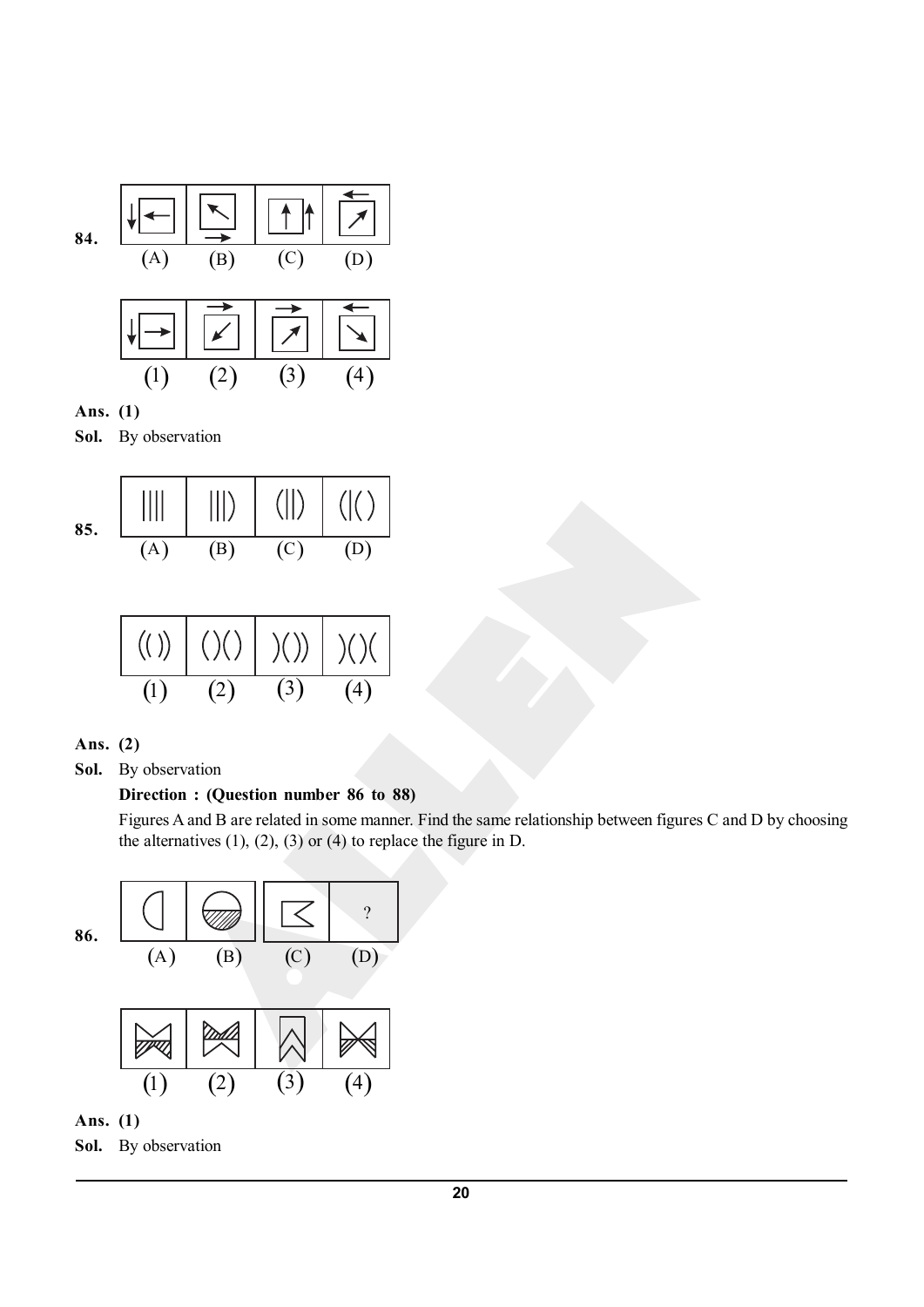**84.**

(A) (B) (C) (D)

(1) (2) (3) (4)

**Ans. (1)**

**Sol.** By observation

**85.**

(A) (B) (C) (D)

(1) (2) (3) (4)

**Ans. (2)**

**Sol.** By observation

**Direction : (Question number 86 to 88)**

Figures A and B are related in some manner. Find the same relationship between figures C and D by choosing the alternatives (1), (2), (3) or (4) to replace the figure in D.

**86.**

(A) (B) (C) (D) ?

(1) (2) (3) (4)

**Ans. (1)**

**Sol.** By observation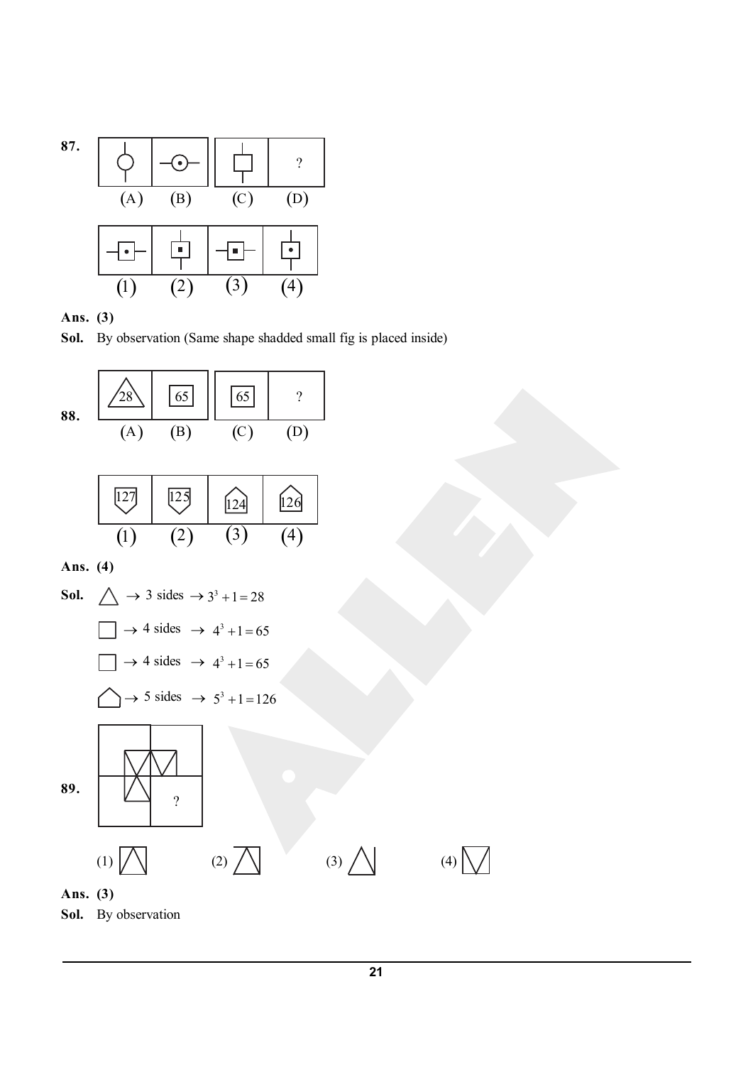**87.**

| ? |
|---|
| (A) | (B) | (C) | (D) |

(1) (2) (3) (4)

**Ans. (3)**

**Sol.** By observation (Same shape shadded small fig is placed inside)

**88.**

| 28 | 65 | 65 | ? |
|---|---|---|---|
| (A) | (B) | (C) | (D) |

| 127 | 125 | 124 | 126 |
|---|---|---|---|
| (1) | (2) | (3) | (4) |

**Ans. (4)**

**Sol.** △ → 3 sides → $3^3 + 1 = 28$

□ → 4 sides → $4^3 + 1 = 65$

□ → 4 sides → $4^3 + 1 = 65$

⬠ → 5 sides → $5^3 + 1 = 126$

**89.**

?

(1) (2) (3) (4)

**Ans. (3)**

**Sol.** By observation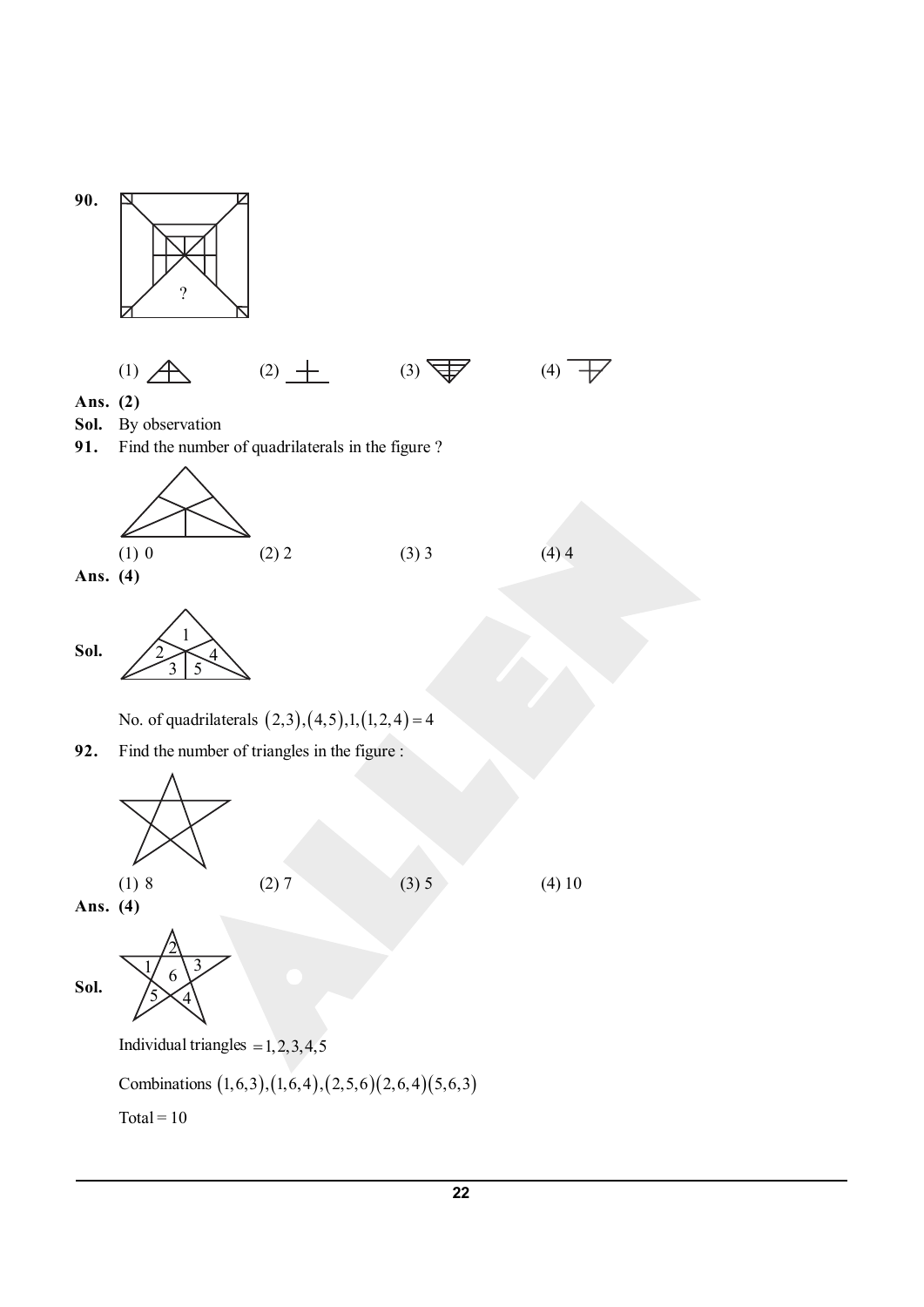**90.**

?

(1)  (2)  (3)  (4)

**Ans.** **(2)**

**Sol.** By observation

**91.** Find the number of quadrilaterals in the figure ?

(1) 0 (2) 2 (3) 3 (4) 4

**Ans.** **(4)**

**Sol.**

No. of quadrilaterals $(2,3),(4,5),1,(1,2,4)=4$

**92.** Find the number of triangles in the figure :

(1) 8 (2) 7 (3) 5 (4) 10

**Ans.** **(4)**

**Sol.**

Individual triangles $=1,2,3,4,5$

Combinations $(1,6,3),(1,6,4),(2,5,6)(2,6,4)(5,6,3)$

Total $=10$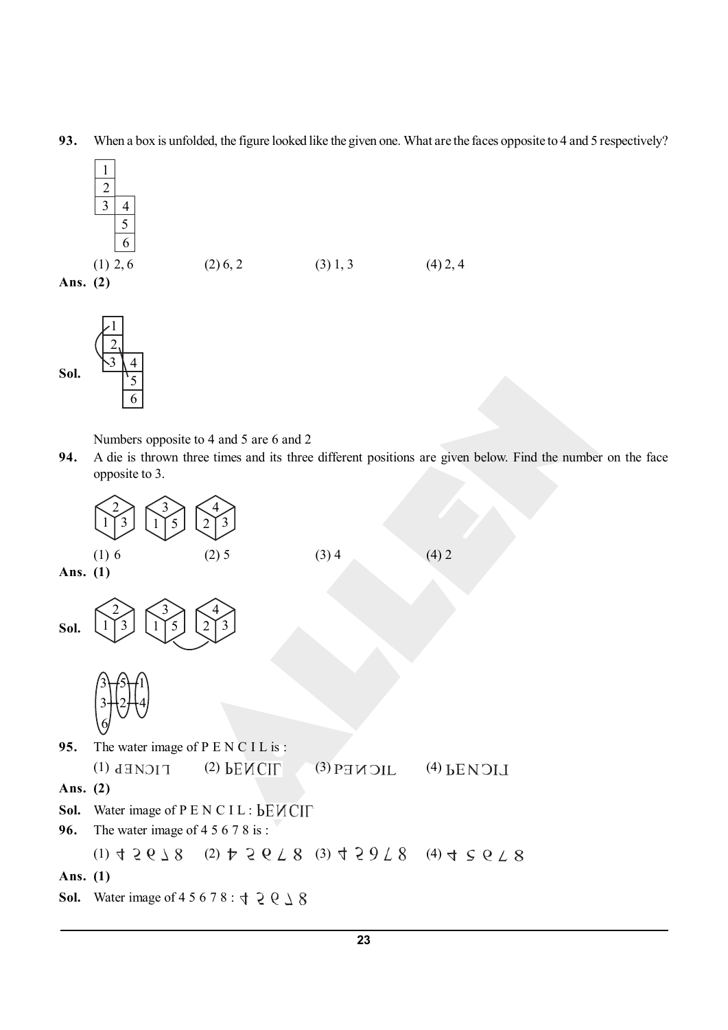**93.** When a box is unfolded, the figure looked like the given one. What are the faces opposite to 4 and 5 respectively?

| 1 | |
|---|---|
| 2 | |
| 3 | 4 |
| | 5 |
| | 6 |

(1) 2, 6 (2) 6, 2 (3) 1, 3 (4) 2, 4

**Ans. (2)**

**Sol.**

Numbers opposite to 4 and 5 are 6 and 2

**94.** A die is thrown three times and its three different positions are given below. Find the number on the face opposite to 3.

(1) 6 (2) 5 (3) 4 (4) 2

**Ans. (1)**

**Sol.**

**95.** The water image of P E N C I L is :

(1) ꓶIϽNƎd (2) ҌEИCIГ (3) PƎИϽIL (4) ҌENϽIꓶ

**Ans. (2)**

**Sol.** Water image of P E N C I L : ҌEИCIГ

**96.** The water image of 4 5 6 7 8 is :

(1) (2) (3) (4)

**Ans. (1)**

**Sol.** Water image of 4 5 6 7 8 :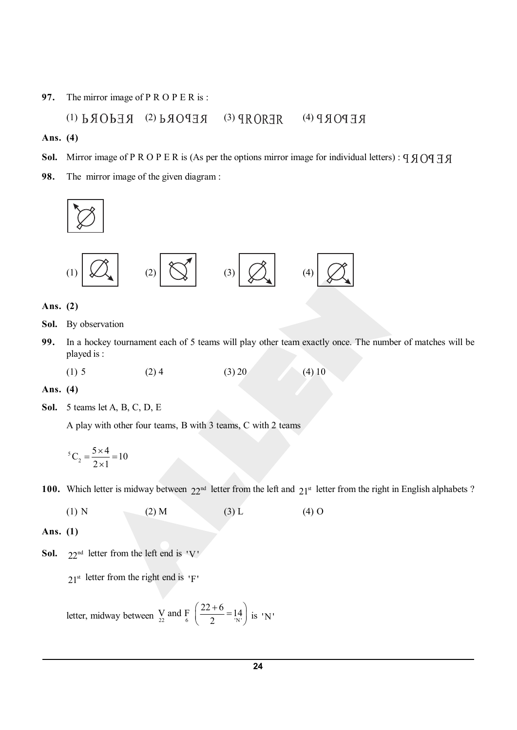**97.** The mirror image of P R O P E R is :

(1) ꟼꓤOꟼƎꓤ (2) ꟼꓤOꓤꟼꓤ (3) ꟼꓤOꓤƎꓤ (4) ꟼꓤOꟼƎꓤ

**Ans. (4)**

**Sol.** Mirror image of P R O P E R is (As per the options mirror image for individual letters) : ꟼꓤOꟼƎꓤ

**98.** The mirror image of the given diagram :

(1) (2) (3) (4)

**Ans. (2)**

**Sol.** By observation

**99.** In a hockey tournament each of 5 teams will play other team exactly once. The number of matches will be played is :

(1) 5 (2) 4 (3) 20 (4) 10

**Ans. (4)**

**Sol.** 5 teams let A, B, C, D, E

A play with other four teams, B with 3 teams, C with 2 teams

$$^5C_2 = \frac{5 \times 4}{2 \times 1} = 10$$

**100.** Which letter is midway between $22^{nd}$ letter from the left and $21^{st}$ letter from the right in English alphabets ?

(1) N (2) M (3) L (4) O

**Ans. (1)**

**Sol.** $22^{nd}$ letter from the left end is 'V'

$21^{st}$ letter from the right end is 'F'

letter, midway between $\underset{22}{V}$ and $\underset{6}{F}$ $\left(\frac{22+6}{2} = \underset{'N'}{14}\right)$ is 'N'